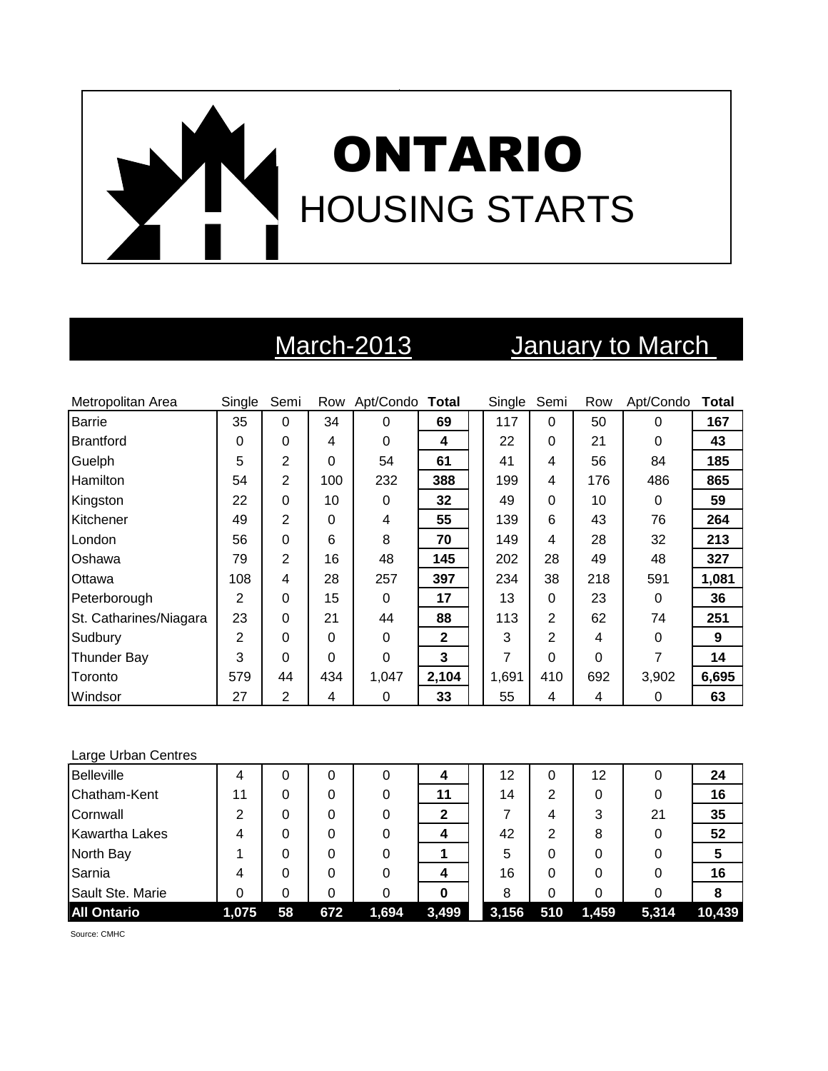# ONTARIO HOUSING STARTS

| | March-2013 | | | | | January to March | | | | |
|---|---|---|---|---|---|---|---|---|---|---|
| Metropolitan Area | Single | Semi | Row | Apt/Condo | **Total** | Single | Semi | Row | Apt/Condo | **Total** |
| Barrie | 35 | 0 | 34 | 0 | **69** | 117 | 0 | 50 | 0 | **167** |
| Brantford | 0 | 0 | 4 | 0 | **4** | 22 | 0 | 21 | 0 | **43** |
| Guelph | 5 | 2 | 0 | 54 | **61** | 41 | 4 | 56 | 84 | **185** |
| Hamilton | 54 | 2 | 100 | 232 | **388** | 199 | 4 | 176 | 486 | **865** |
| Kingston | 22 | 0 | 10 | 0 | **32** | 49 | 0 | 10 | 0 | **59** |
| Kitchener | 49 | 2 | 0 | 4 | **55** | 139 | 6 | 43 | 76 | **264** |
| London | 56 | 0 | 6 | 8 | **70** | 149 | 4 | 28 | 32 | **213** |
| Oshawa | 79 | 2 | 16 | 48 | **145** | 202 | 28 | 49 | 48 | **327** |
| Ottawa | 108 | 4 | 28 | 257 | **397** | 234 | 38 | 218 | 591 | **1,081** |
| Peterborough | 2 | 0 | 15 | 0 | **17** | 13 | 0 | 23 | 0 | **36** |
| St. Catharines/Niagara | 23 | 0 | 21 | 44 | **88** | 113 | 2 | 62 | 74 | **251** |
| Sudbury | 2 | 0 | 0 | 0 | **2** | 3 | 2 | 4 | 0 | **9** |
| Thunder Bay | 3 | 0 | 0 | 0 | **3** | 7 | 0 | 0 | 7 | **14** |
| Toronto | 579 | 44 | 434 | 1,047 | **2,104** | 1,691 | 410 | 692 | 3,902 | **6,695** |
| Windsor | 27 | 2 | 4 | 0 | **33** | 55 | 4 | 4 | 0 | **63** |
| Large Urban Centres | | | | | | | | | | |
| Belleville | 4 | 0 | 0 | 0 | **4** | 12 | 0 | 12 | 0 | **24** |
| Chatham-Kent | 11 | 0 | 0 | 0 | **11** | 14 | 2 | 0 | 0 | **16** |
| Cornwall | 2 | 0 | 0 | 0 | **2** | 7 | 4 | 3 | 21 | **35** |
| Kawartha Lakes | 4 | 0 | 0 | 0 | **4** | 42 | 2 | 8 | 0 | **52** |
| North Bay | 1 | 0 | 0 | 0 | **1** | 5 | 0 | 0 | 0 | **5** |
| Sarnia | 4 | 0 | 0 | 0 | **4** | 16 | 0 | 0 | 0 | **16** |
| Sault Ste. Marie | 0 | 0 | 0 | 0 | **0** | 8 | 0 | 0 | 0 | **8** |
| **All Ontario** | **1,075** | **58** | **672** | **1,694** | **3,499** | **3,156** | **510** | **1,459** | **5,314** | **10,439** |

Source: CMHC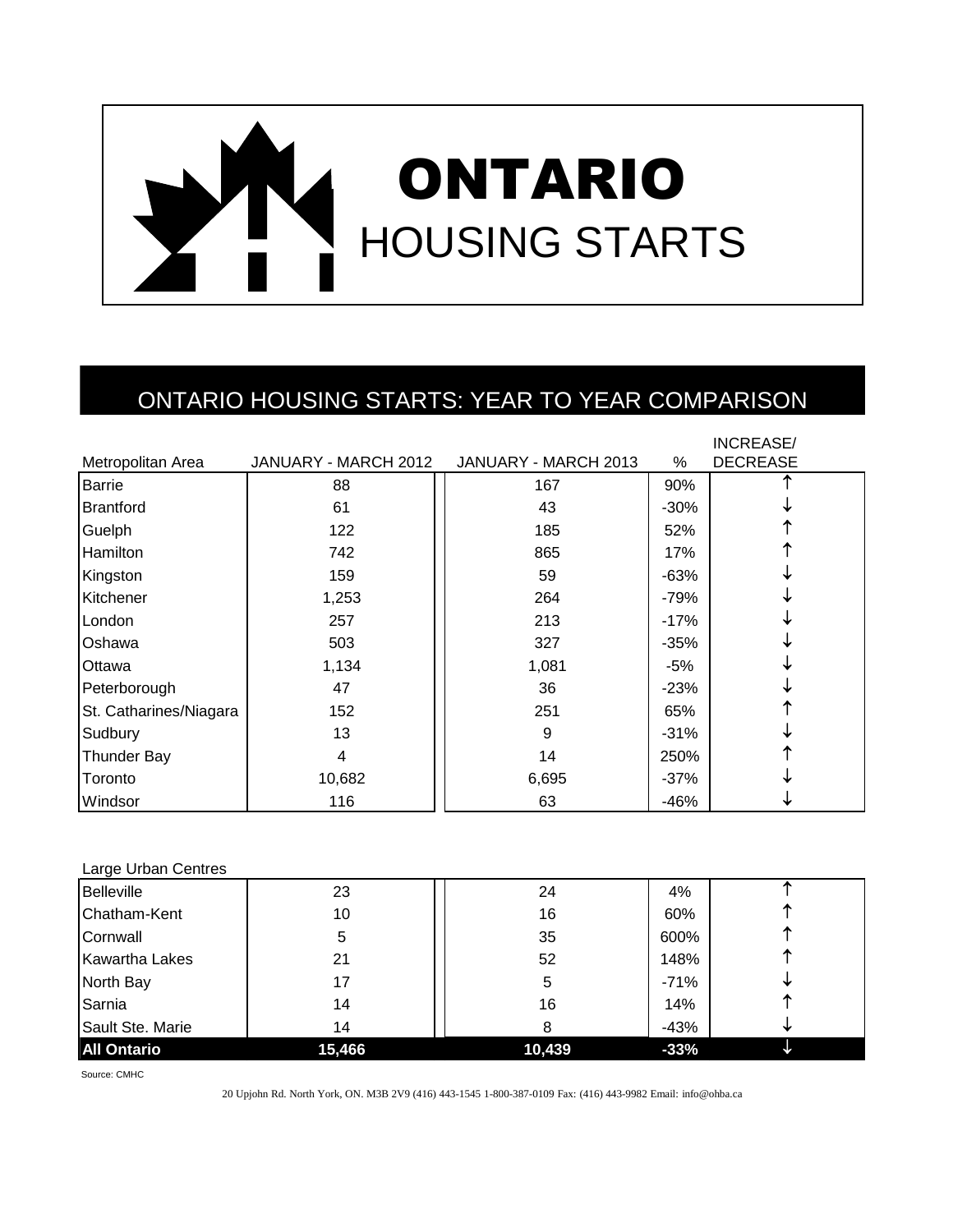# ONTARIO
## HOUSING STARTS

## ONTARIO HOUSING STARTS: YEAR TO YEAR COMPARISON

| Metropolitan Area | JANUARY - MARCH 2012 | JANUARY - MARCH 2013 | % | INCREASE/ DECREASE |
|---|---|---|---|---|
| Barrie | 88 | 167 | 90% | ↑ |
| Brantford | 61 | 43 | -30% | ↓ |
| Guelph | 122 | 185 | 52% | ↑ |
| Hamilton | 742 | 865 | 17% | ↑ |
| Kingston | 159 | 59 | -63% | ↓ |
| Kitchener | 1,253 | 264 | -79% | ↓ |
| London | 257 | 213 | -17% | ↓ |
| Oshawa | 503 | 327 | -35% | ↓ |
| Ottawa | 1,134 | 1,081 | -5% | ↓ |
| Peterborough | 47 | 36 | -23% | ↓ |
| St. Catharines/Niagara | 152 | 251 | 65% | ↑ |
| Sudbury | 13 | 9 | -31% | ↓ |
| Thunder Bay | 4 | 14 | 250% | ↑ |
| Toronto | 10,682 | 6,695 | -37% | ↓ |
| Windsor | 116 | 63 | -46% | ↓ |
| **Large Urban Centres** | | | | |
| Belleville | 23 | 24 | 4% | ↑ |
| Chatham-Kent | 10 | 16 | 60% | ↑ |
| Cornwall | 5 | 35 | 600% | ↑ |
| Kawartha Lakes | 21 | 52 | 148% | ↑ |
| North Bay | 17 | 5 | -71% | ↓ |
| Sarnia | 14 | 16 | 14% | ↑ |
| Sault Ste. Marie | 14 | 8 | -43% | ↓ |
| **All Ontario** | **15,466** | **10,439** | **-33%** | ↓ |

Source: CMHC

20 Upjohn Rd. North York, ON. M3B 2V9 (416) 443-1545 1-800-387-0109 Fax: (416) 443-9982 Email: info@ohba.ca